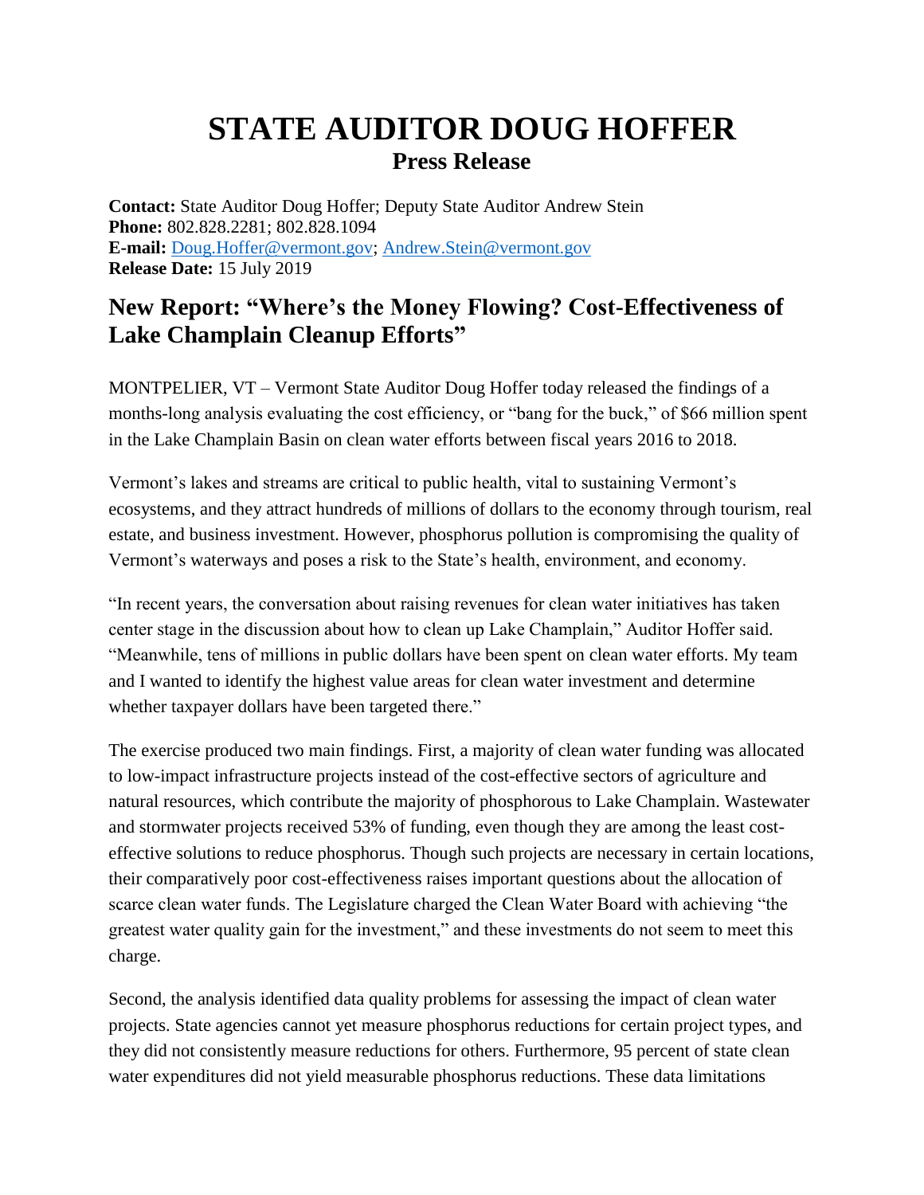# STATE AUDITOR DOUG HOFFER

## Press Release

**Contact:** State Auditor Doug Hoffer; Deputy State Auditor Andrew Stein
**Phone:** 802.828.2281; 802.828.1094
**E-mail:** Doug.Hoffer@vermont.gov; Andrew.Stein@vermont.gov
**Release Date:** 15 July 2019

## New Report: "Where's the Money Flowing? Cost-Effectiveness of Lake Champlain Cleanup Efforts"

MONTPELIER, VT – Vermont State Auditor Doug Hoffer today released the findings of a months-long analysis evaluating the cost efficiency, or "bang for the buck," of $66 million spent in the Lake Champlain Basin on clean water efforts between fiscal years 2016 to 2018.

Vermont's lakes and streams are critical to public health, vital to sustaining Vermont's ecosystems, and they attract hundreds of millions of dollars to the economy through tourism, real estate, and business investment. However, phosphorus pollution is compromising the quality of Vermont's waterways and poses a risk to the State's health, environment, and economy.

"In recent years, the conversation about raising revenues for clean water initiatives has taken center stage in the discussion about how to clean up Lake Champlain," Auditor Hoffer said. "Meanwhile, tens of millions in public dollars have been spent on clean water efforts. My team and I wanted to identify the highest value areas for clean water investment and determine whether taxpayer dollars have been targeted there."

The exercise produced two main findings. First, a majority of clean water funding was allocated to low-impact infrastructure projects instead of the cost-effective sectors of agriculture and natural resources, which contribute the majority of phosphorous to Lake Champlain. Wastewater and stormwater projects received 53% of funding, even though they are among the least cost-effective solutions to reduce phosphorus. Though such projects are necessary in certain locations, their comparatively poor cost-effectiveness raises important questions about the allocation of scarce clean water funds. The Legislature charged the Clean Water Board with achieving "the greatest water quality gain for the investment," and these investments do not seem to meet this charge.

Second, the analysis identified data quality problems for assessing the impact of clean water projects. State agencies cannot yet measure phosphorus reductions for certain project types, and they did not consistently measure reductions for others. Furthermore, 95 percent of state clean water expenditures did not yield measurable phosphorus reductions. These data limitations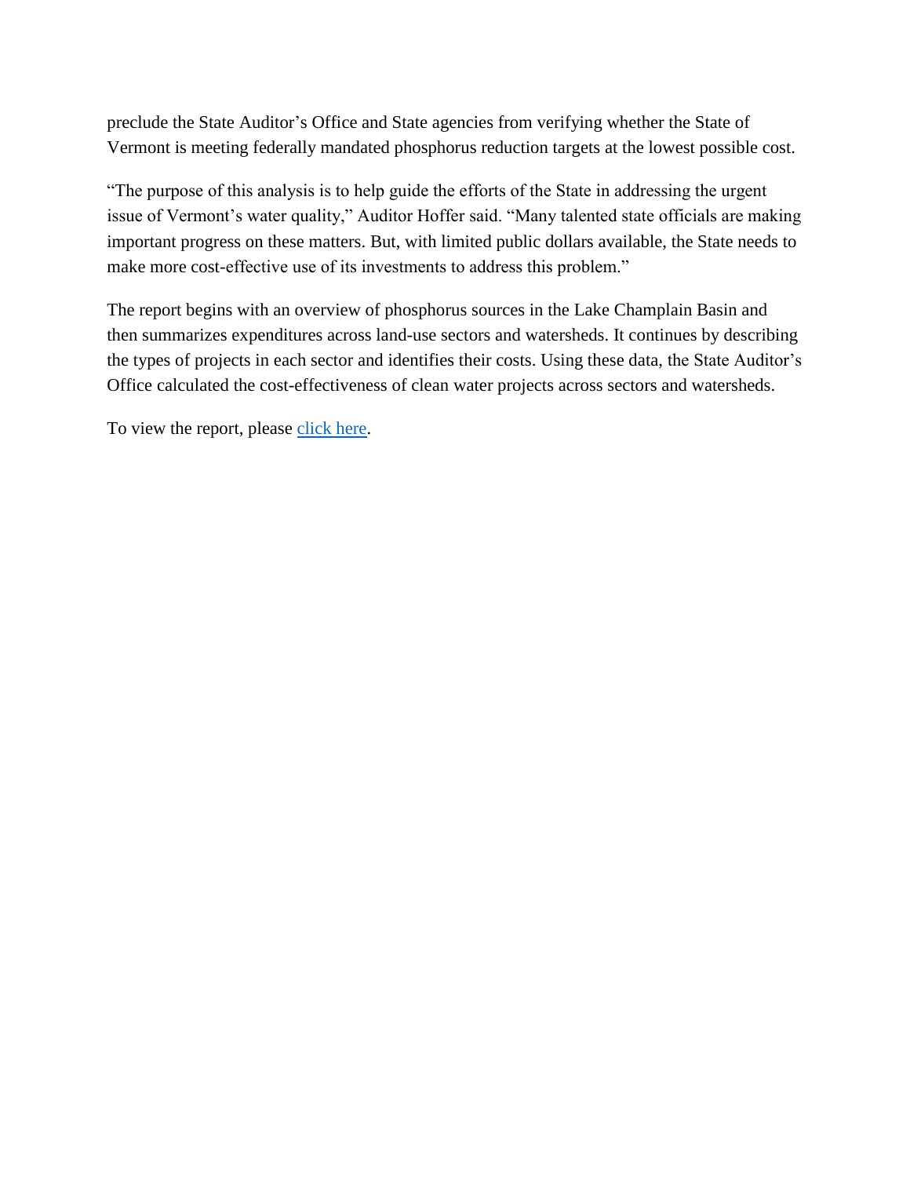preclude the State Auditor's Office and State agencies from verifying whether the State of Vermont is meeting federally mandated phosphorus reduction targets at the lowest possible cost.

"The purpose of this analysis is to help guide the efforts of the State in addressing the urgent issue of Vermont's water quality," Auditor Hoffer said. "Many talented state officials are making important progress on these matters. But, with limited public dollars available, the State needs to make more cost-effective use of its investments to address this problem."

The report begins with an overview of phosphorus sources in the Lake Champlain Basin and then summarizes expenditures across land-use sectors and watersheds. It continues by describing the types of projects in each sector and identifies their costs. Using these data, the State Auditor's Office calculated the cost-effectiveness of clean water projects across sectors and watersheds.

To view the report, please click here.